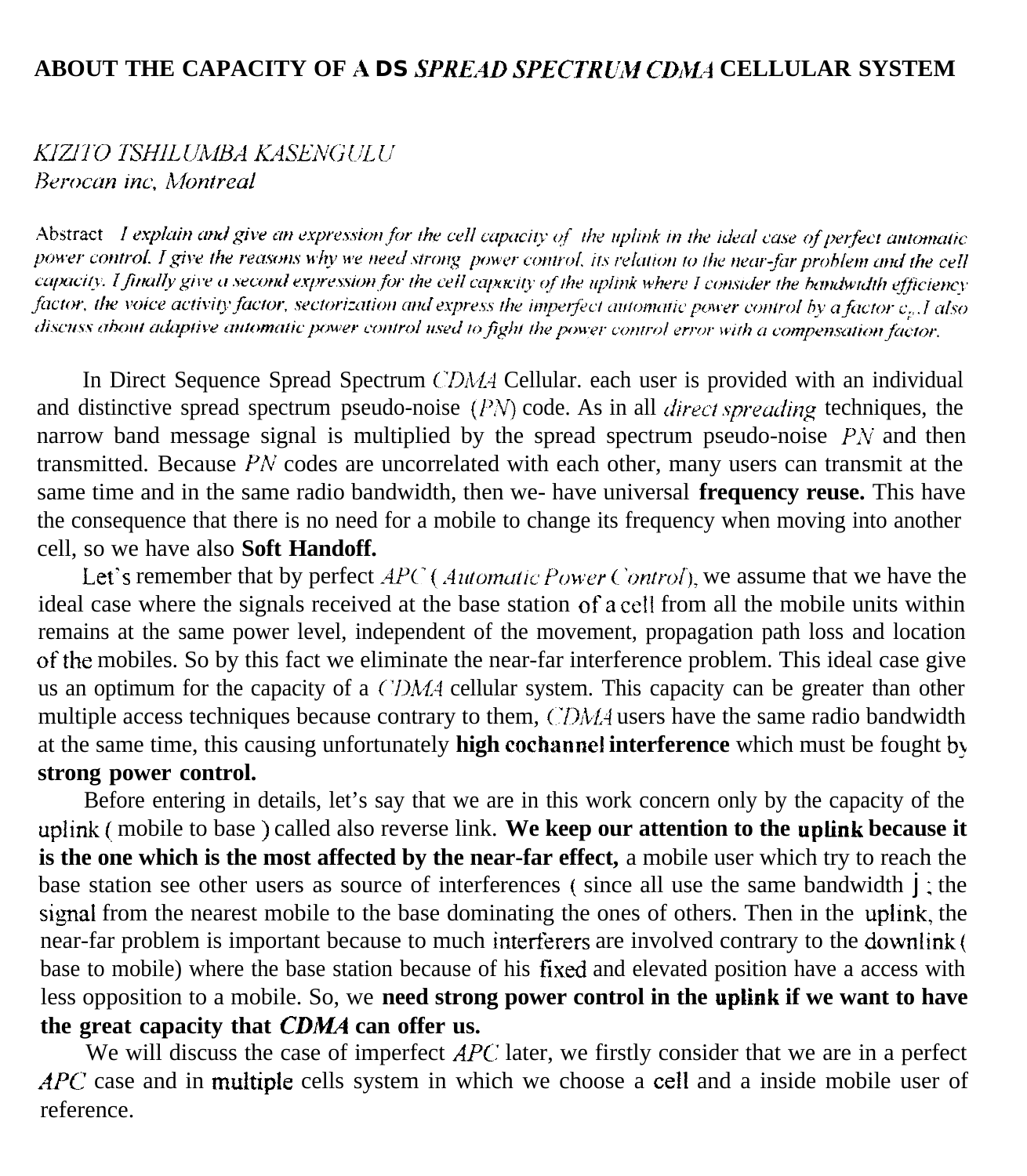# ABOUT THE CAPACITY OF A DS *SPREAD SPECTRUM CDMA* CELLULAR SYSTEM

*KIZITO TSHILUMBA KASENGULU*
*Berocan inc, Montreal*

Abstract *I explain and give an expression for the cell capacity of the uplink in the ideal case of perfect automatic power control. I give the reasons why we need strong power control, its relation to the near-far problem and the cell capacity. I finally give a second expression for the cell capacity of the uplink where I consider the bandwidth efficiency factor, the voice activity factor, sectorization and express the imperfect automatic power control by a factor $c_p$. I also discuss about adaptive automatic power control used to fight the power control error with a compensation factor.*

In Direct Sequence Spread Spectrum *CDMA* Cellular. each user is provided with an individual and distinctive spread spectrum pseudo-noise (*PN*) code. As in all *direct spreading* techniques, the narrow band message signal is multiplied by the spread spectrum pseudo-noise *PN* and then transmitted. Because *PN* codes are uncorrelated with each other, many users can transmit at the same time and in the same radio bandwidth, then we- have universal **frequency reuse.** This have the consequence that there is no need for a mobile to change its frequency when moving into another cell, so we have also **Soft Handoff.**

Let's remember that by perfect *APC* ( *Automatic Power Control*), we assume that we have the ideal case where the signals received at the base station of a cell from all the mobile units within remains at the same power level, independent of the movement, propagation path loss and location of the mobiles. So by this fact we eliminate the near-far interference problem. This ideal case give us an optimum for the capacity of a *CDMA* cellular system. This capacity can be greater than other multiple access techniques because contrary to them, *CDMA* users have the same radio bandwidth at the same time, this causing unfortunately **high cochannel interference** which must be fought by **strong power control.**

Before entering in details, let's say that we are in this work concern only by the capacity of the uplink ( mobile to base ) called also reverse link. **We keep our attention to the uplink because it is the one which is the most affected by the near-far effect,** a mobile user which try to reach the base station see other users as source of interferences ( since all use the same bandwidth ) ; the signal from the nearest mobile to the base dominating the ones of others. Then in the uplink, the near-far problem is important because to much interferers are involved contrary to the downlink ( base to mobile) where the base station because of his fixed and elevated position have a access with less opposition to a mobile. So, we **need strong power control in the uplink if we want to have the great capacity that *CDMA* can offer us.**

We will discuss the case of imperfect *APC* later, we firstly consider that we are in a perfect *APC* case and in multiple cells system in which we choose a cell and a inside mobile user of reference.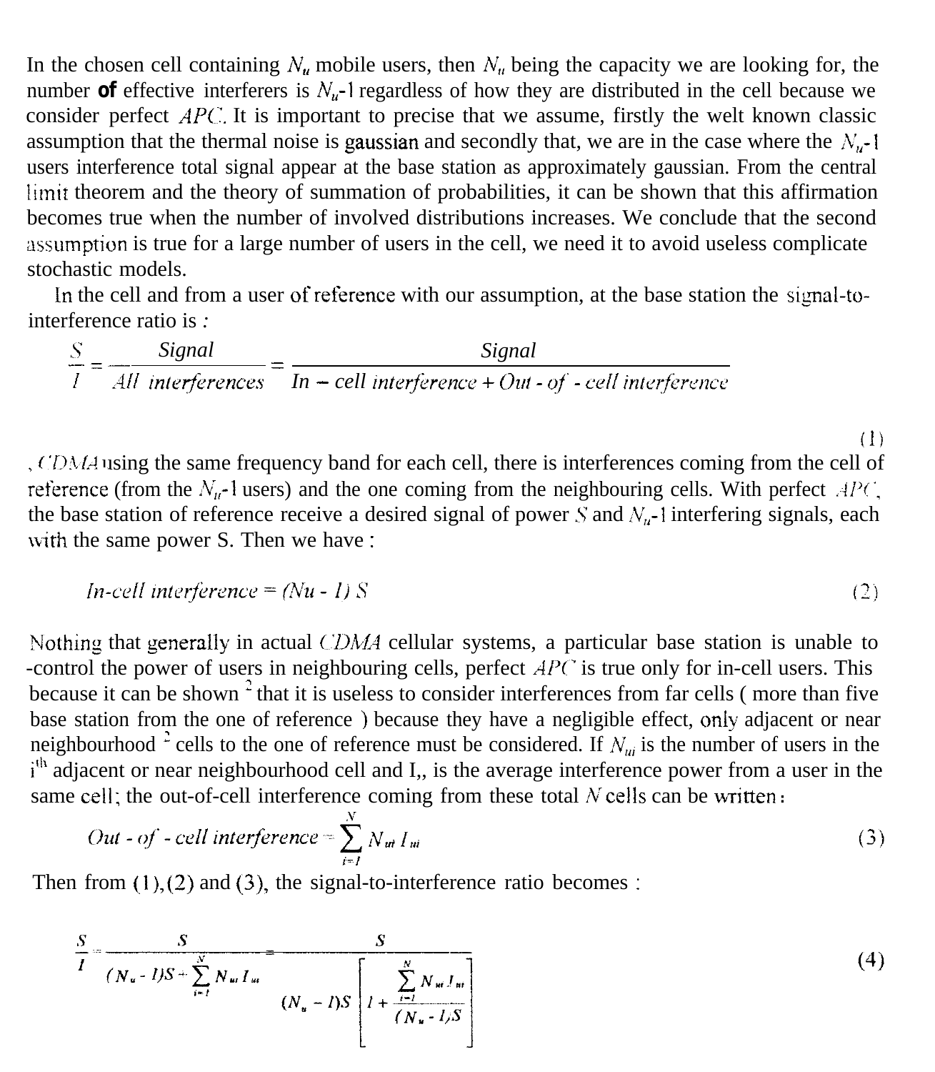In the chosen cell containing $N_u$ mobile users, then $N_u$ being the capacity we are looking for, the number **of** effective interferers is $N_u$-1 regardless of how they are distributed in the cell because we consider perfect *APC*. It is important to precise that we assume, firstly the welt known classic assumption that the thermal noise is gaussian and secondly that, we are in the case where the $N_u$-1 users interference total signal appear at the base station as approximately gaussian. From the central limit theorem and the theory of summation of probabilities, it can be shown that this affirmation becomes true when the number of involved distributions increases. We conclude that the second assumption is true for a large number of users in the cell, we need it to avoid useless complicate stochastic models.

In the cell and from a user of reference with our assumption, at the base station the signal-to-interference ratio is :

$$\frac{S}{I} = \frac{Signal}{All\ interferences} = \frac{Signal}{In-cell\ interference + Out-of-cell\ interference} \tag{1}$$

, *CDMA* using the same frequency band for each cell, there is interferences coming from the cell of reference (from the $N_u$-1 users) and the one coming from the neighbouring cells. With perfect *APC*, the base station of reference receive a desired signal of power $S$ and $N_u$-1 interfering signals, each with the same power S. Then we have :

$$In\text{-}cell\ interference = (Nu - 1)\ S \tag{2}$$

Nothing that generally in actual *CDMA* cellular systems, a particular base station is unable to -control the power of users in neighbouring cells, perfect *APC* is true only for in-cell users. This because it can be shown [2] that it is useless to consider interferences from far cells ( more than five base station from the one of reference ) because they have a negligible effect, only adjacent or near neighbourhood [2] cells to the one of reference must be considered. If $N_{ui}$ is the number of users in the $i^{th}$ adjacent or near neighbourhood cell and I,, is the average interference power from a user in the same cell; the out-of-cell interference coming from these total $N$ cells can be written :

$$Out-of-cell\ interference = \sum_{i=1}^{N} N_{ui} I_{ui} \tag{3}$$

Then from (1),(2) and (3), the signal-to-interference ratio becomes :

$$\frac{S}{I} = \frac{S}{(N_u - 1)S + \sum_{i=1}^{N} N_{ui} I_{ui}} = \frac{S}{(N_u - 1)S \left[ 1 + \frac{\sum_{i=1}^{N} N_{ui} I_{ui}}{(N_u - 1)S} \right]} \tag{4}$$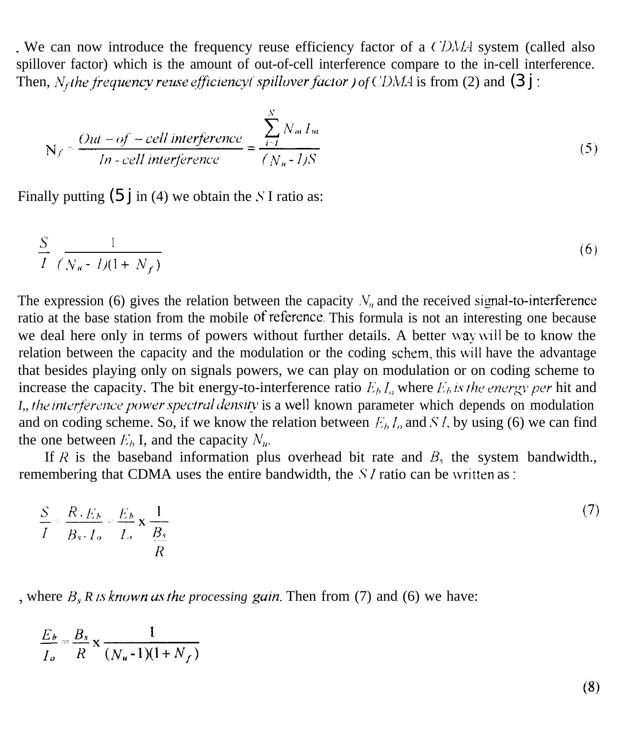. We can now introduce the frequency reuse efficiency factor of a *CDMA* system (called also spillover factor) which is the amount of out-of-cell interference compare to the in-cell interference. Then, $N_f$ *the frequency reuse efficiency( spillover factor ) of CDMA* is from (2) and (3j:

$$N_f = \frac{Out - of - cell\ interference}{In - cell\ interference} = \frac{\sum_{i=1}^{N} N_{ui} I_{ui}}{(N_u - 1)S} \tag{5}$$

Finally putting (5j in (4) we obtain the $S/I$ ratio as:

$$\frac{S}{I} = \frac{1}{(N_u - 1)(1 + N_f)} \tag{6}$$

The expression (6) gives the relation between the capacity $N_u$ and the received signal-to-interference ratio at the base station from the mobile of reference. This formula is not an interesting one because we deal here only in terms of powers without further details. A better way will be to know the relation between the capacity and the modulation or the coding schem, this will have the advantage that besides playing only on signals powers, we can play on modulation or on coding scheme to increase the capacity. The bit energy-to-interference ratio $E_b/I_o$ where $E_b$ *is the energy per* hit and $I_o$, *the interference power spectral density* is a well known parameter which depends on modulation and on coding scheme. So, if we know the relation between $E_b/I_o$ and $S/I$, by using (6) we can find the one between $E_b/I_o$ and the capacity $N_u$.

If $R$ is the baseband information plus overhead bit rate and $B_s$ the system bandwidth., remembering that CDMA uses the entire bandwidth, the $S/I$ ratio can be written as:

$$\frac{S}{I} = \frac{R \cdot E_b}{B_s \cdot I_o} = \frac{E_b}{I_o} \times \frac{1}{\frac{B_s}{R}} \tag{7}$$

, where $B_s/R$ *is known as the processing gain.* Then from (7) and (6) we have:

$$\frac{E_b}{I_o} = \frac{B_s}{R} \times \frac{1}{(N_u - 1)(1 + N_f)} \tag{8}$$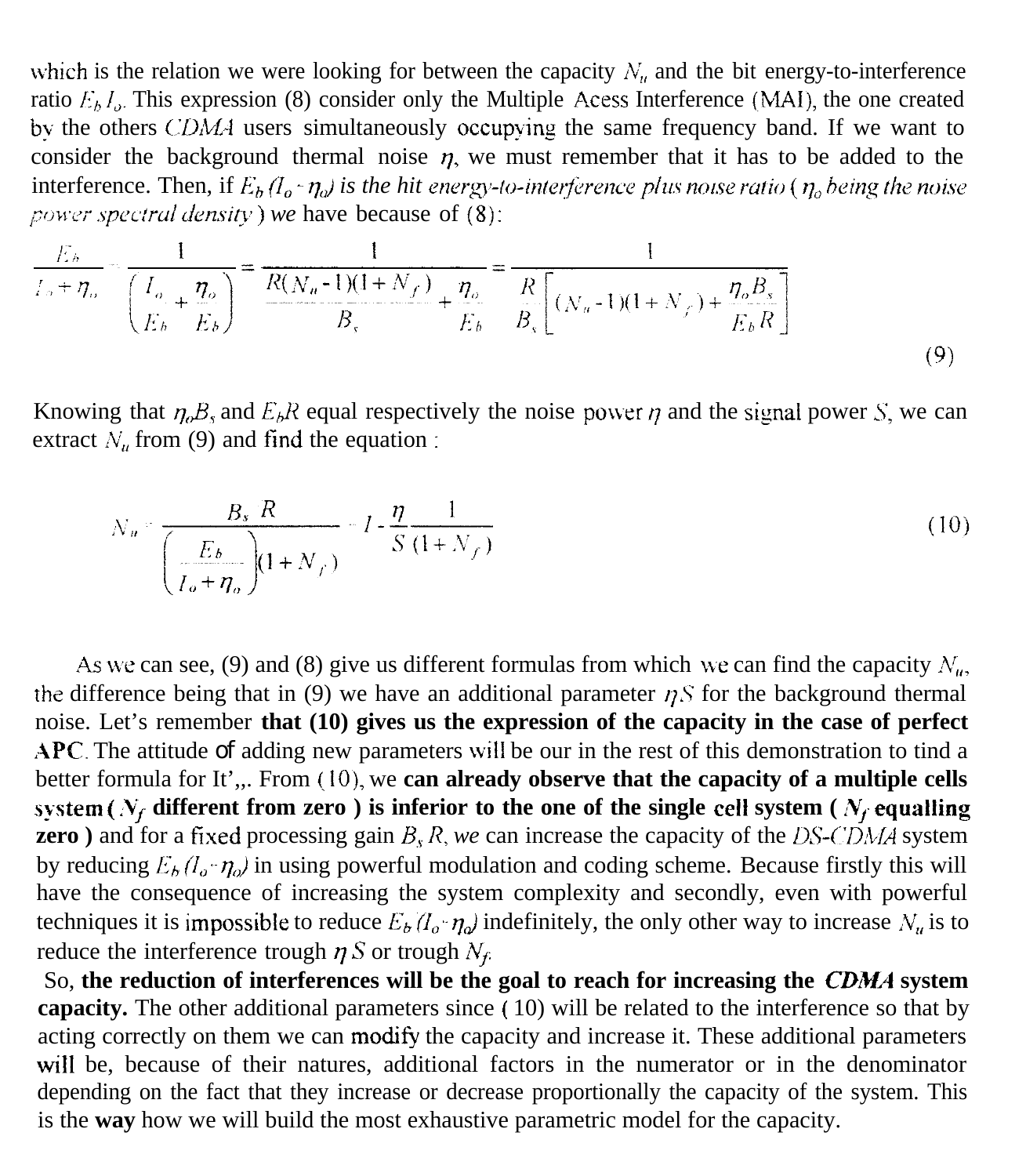which is the relation we were looking for between the capacity $N_u$ and the bit energy-to-interference ratio $E_b/I_o$. This expression (8) consider only the Multiple Acess Interference (MAI), the one created by the others *CDMA* users simultaneously occupying the same frequency band. If we want to consider the background thermal noise $\eta$, we must remember that it has to be added to the interference. Then, if $E_b/(I_o+\eta_o)$ *is the bit energy-to-interference plus noise ratio* ( $\eta_o$ *being the noise power spectral density* ) *we* have because of (8):

$$\frac{E_b}{I_o+\eta_o} = \frac{1}{\left(\frac{I_o}{E_b}+\frac{\eta_o}{E_b}\right)} = \frac{1}{\frac{R(N_u-1)(1+N_f)}{B_s}+\frac{\eta_o}{E_b}} = \frac{1}{\frac{R}{B_s}\left[(N_u-1)(1+N_f)+\frac{\eta_o B_s}{E_b R}\right]} \tag{9}$$

Knowing that $\eta_o B_s$ and $E_b R$ equal respectively the noise power $\eta$ and the signal power $S$, we can extract $N_u$ from (9) and find the equation :

$$N_u = \frac{B_s\ R}{\left(\frac{E_b}{I_o+\eta_o}\right)(1+N_f)} + 1 - \frac{\eta}{S}\frac{1}{(1+N_f)} \tag{10}$$

As we can see, (9) and (8) give us different formulas from which we can find the capacity $N_u$, the difference being that in (9) we have an additional parameter $\eta/S$ for the background thermal noise. Let's remember **that (10) gives us the expression of the capacity in the case of perfect APC**. The attitude of adding new parameters will be our in the rest of this demonstration to tind a better formula for It',,. From (10), we **can already observe that the capacity of a multiple cells system ( $N_f$ different from zero ) is inferior to the one of the single cell system ( $N_f$ equalling zero )** and for a fixed processing gain $B_s/R$, *we* can increase the capacity of the *DS-CDMA* system by reducing $E_b/(I_o+\eta_o)$ in using powerful modulation and coding scheme. Because firstly this will have the consequence of increasing the system complexity and secondly, even with powerful techniques it is impossible to reduce $E_b/(I_o+\eta_o)$ indefinitely, the only other way to increase $N_u$ is to reduce the interference trough $\eta/S$ or trough $N_f$.

So, **the reduction of interferences will be the goal to reach for increasing the** ***CDMA*** **system capacity.** The other additional parameters since (10) will be related to the interference so that by acting correctly on them we can modify the capacity and increase it. These additional parameters will be, because of their natures, additional factors in the numerator or in the denominator depending on the fact that they increase or decrease proportionally the capacity of the system. This is the **way** how we will build the most exhaustive parametric model for the capacity.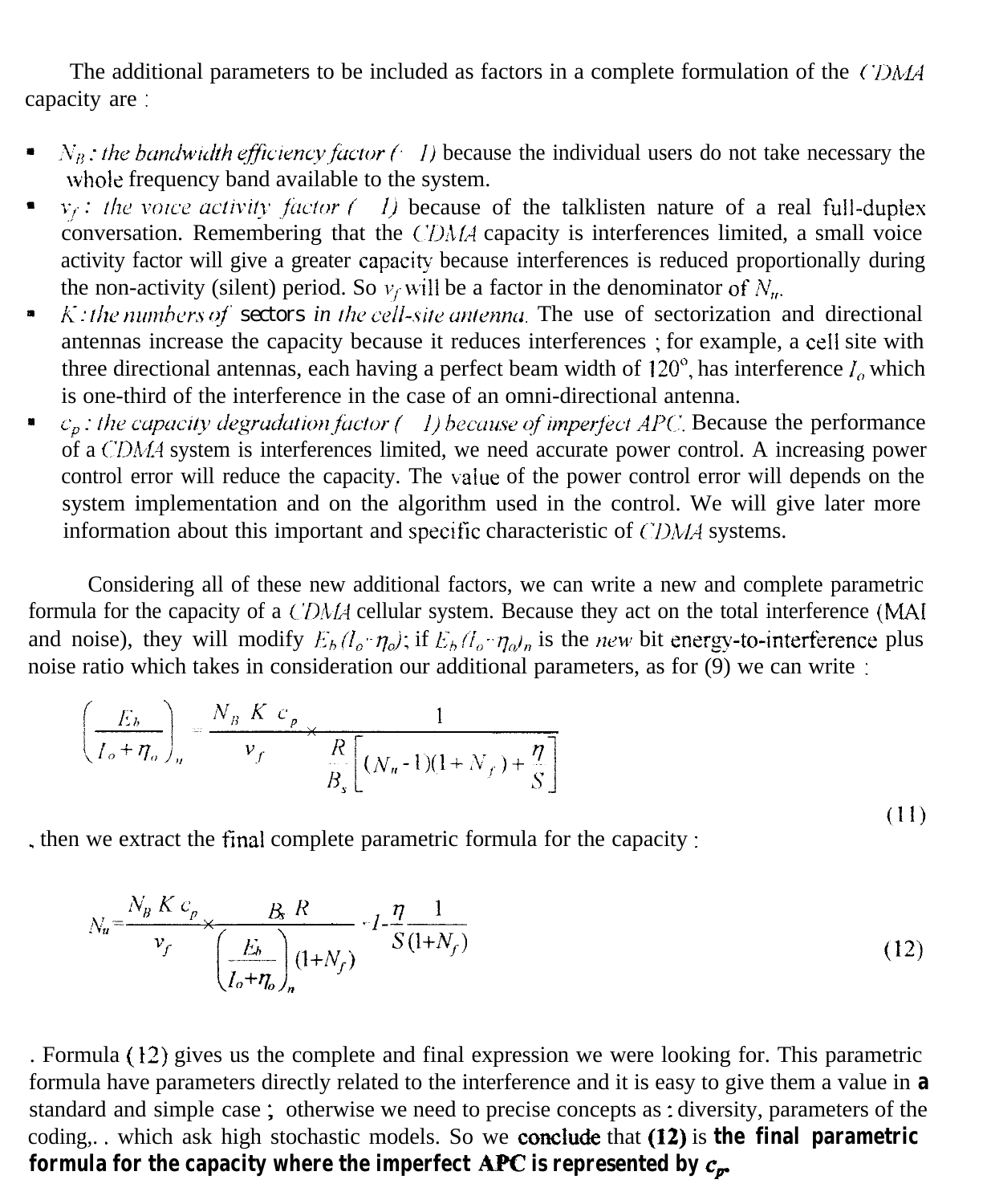The additional parameters to be included as factors in a complete formulation of the *CDMA* capacity are :

- *$N_B$ : the bandwidth efficiency factor ($<1$)* because the individual users do not take necessary the whole frequency band available to the system.
- *$v_f$ : the voice activity factor ($<1$)* because of the talklisten nature of a real full-duplex conversation. Remembering that the *CDMA* capacity is interferences limited, a small voice activity factor will give a greater capacity because interferences is reduced proportionally during the non-activity (silent) period. So $v_f$ will be a factor in the denominator of $N_u$.
- *$K$ : the numbers of sectors in the cell-site antenna.* The use of sectorization and directional antennas increase the capacity because it reduces interferences ; for example, a cell site with three directional antennas, each having a perfect beam width of $120^o$, has interference $I_o$ which is one-third of the interference in the case of an omni-directional antenna.
- *$c_p$ : the capacity degradation factor ($<1$) because of imperfect APC.* Because the performance of a *CDMA* system is interferences limited, we need accurate power control. A increasing power control error will reduce the capacity. The value of the power control error will depends on the system implementation and on the algorithm used in the control. We will give later more information about this important and specific characteristic of *CDMA* systems.

Considering all of these new additional factors, we can write a new and complete parametric formula for the capacity of a *CDMA* cellular system. Because they act on the total interference (MAI and noise), they will modify $E_b/(I_o+\eta_o)$; if $E_b/(I_o+\eta_o)_n$ is the *new* bit energy-to-interference plus noise ratio which takes in consideration our additional parameters, as for (9) we can write :

$$\left(\frac{E_b}{I_o+\eta_o}\right)_n = \frac{N_B\ K\ c_p}{v_f} \times \frac{1}{\dfrac{R}{B_s}\left[(N_u-1)(1+N_f)+\dfrac{\eta}{S}\right]} \tag{11}$$

, then we extract the final complete parametric formula for the capacity :

$$N_u = \frac{N_B\ K\ c_p}{v_f} \times \frac{B_s\ R}{\left(\dfrac{E_b}{I_o+\eta_o}\right)_n (1+N_f)} + 1 - \frac{\eta}{S}\frac{1}{(1+N_f)} \tag{12}$$

. Formula (12) gives us the complete and final expression we were looking for. This parametric formula have parameters directly related to the interference and it is easy to give them a value in **a** standard and simple case ; otherwise we need to precise concepts as : diversity, parameters of the coding,. . which ask high stochastic models. So we conclude that **(12)** is **the final parametric formula for the capacity where the imperfect APC is represented by $c_p$.**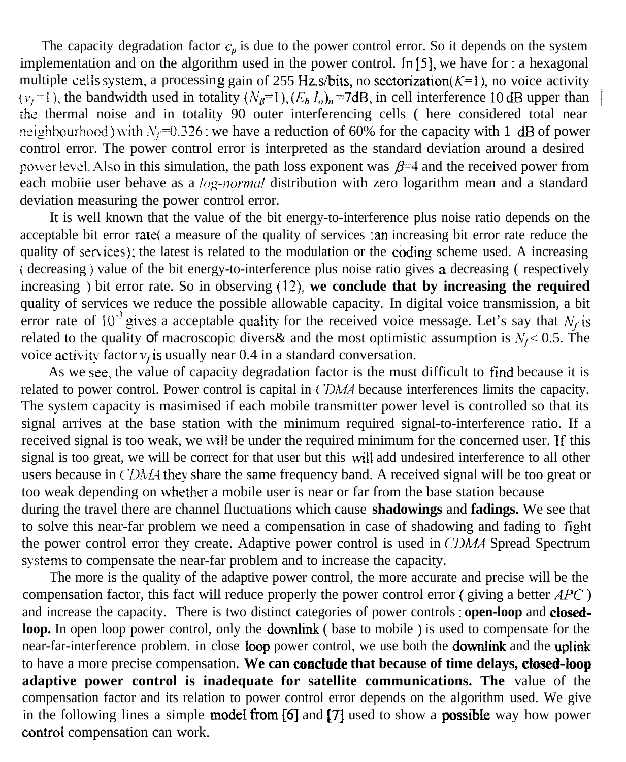The capacity degradation factor $c_p$ is due to the power control error. So it depends on the system implementation and on the algorithm used in the power control. In [5], we have for : a hexagonal multiple cells system, a processing gain of 255 Hz.s/bits, no sectorization($K$=1), no voice activity ($v_f$=1), the bandwidth used in totality ($N_B$=1), $(E_b/I_o)_n$ =7dB, in cell interference 10 dB upper than the thermal noise and in totality 90 outer interferencing cells ( here considered total near neighbourhood) with $N_f$=0.326; we have a reduction of 60% for the capacity with 1 dB of power control error. The power control error is interpreted as the standard deviation around a desired power level. Also in this simulation, the path loss exponent was $\beta$=4 and the received power from each mobiie user behave as a *log-normal* distribution with zero logarithm mean and a standard deviation measuring the power control error.

It is well known that the value of the bit energy-to-interference plus noise ratio depends on the acceptable bit error rate( a measure of the quality of services : an increasing bit error rate reduce the quality of services); the latest is related to the modulation or the coding scheme used. A increasing ( decreasing ) value of the bit energy-to-interference plus noise ratio gives a decreasing ( respectively increasing ) bit error rate. So in observing (12), **we conclude that by increasing the required** quality of services we reduce the possible allowable capacity. In digital voice transmission, a bit error rate of $10^{-3}$ gives a acceptable quality for the received voice message. Let's say that $N_f$ is related to the quality of macroscopic divers& and the most optimistic assumption is $N_f$< 0.5. The voice activity factor $v_f$ is usually near 0.4 in a standard conversation.

As we see, the value of capacity degradation factor is the must difficult to find because it is related to power control. Power control is capital in *CDMA* because interferences limits the capacity. The system capacity is masimised if each mobile transmitter power level is controlled so that its signal arrives at the base station with the minimum required signal-to-interference ratio. If a received signal is too weak, we will be under the required minimum for the concerned user. If this signal is too great, we will be correct for that user but this will add undesired interference to all other users because in *CDMA* they share the same frequency band. A received signal will be too great or too weak depending on whether a mobile user is near or far from the base station because during the travel there are channel fluctuations which cause **shadowings** and **fadings.** We see that to solve this near-far problem we need a compensation in case of shadowing and fading to fight the power control error they create. Adaptive power control is used in *CDMA* Spread Spectrum systems to compensate the near-far problem and to increase the capacity.

The more is the quality of the adaptive power control, the more accurate and precise will be the compensation factor, this fact will reduce properly the power control error ( giving a better *APC* ) and increase the capacity. There is two distinct categories of power controls : **open-loop** and **closed-loop.** In open loop power control, only the downlink ( base to mobile ) is used to compensate for the near-far-interference problem. in close loop power control, we use both the downlink and the uplink to have a more precise compensation. **We can conclude that because of time delays, closed-loop adaptive power control is inadequate for satellite communications. The** value of the compensation factor and its relation to power control error depends on the algorithm used. We give in the following lines a simple model from [6] and [7] used to show a possible way how power control compensation can work.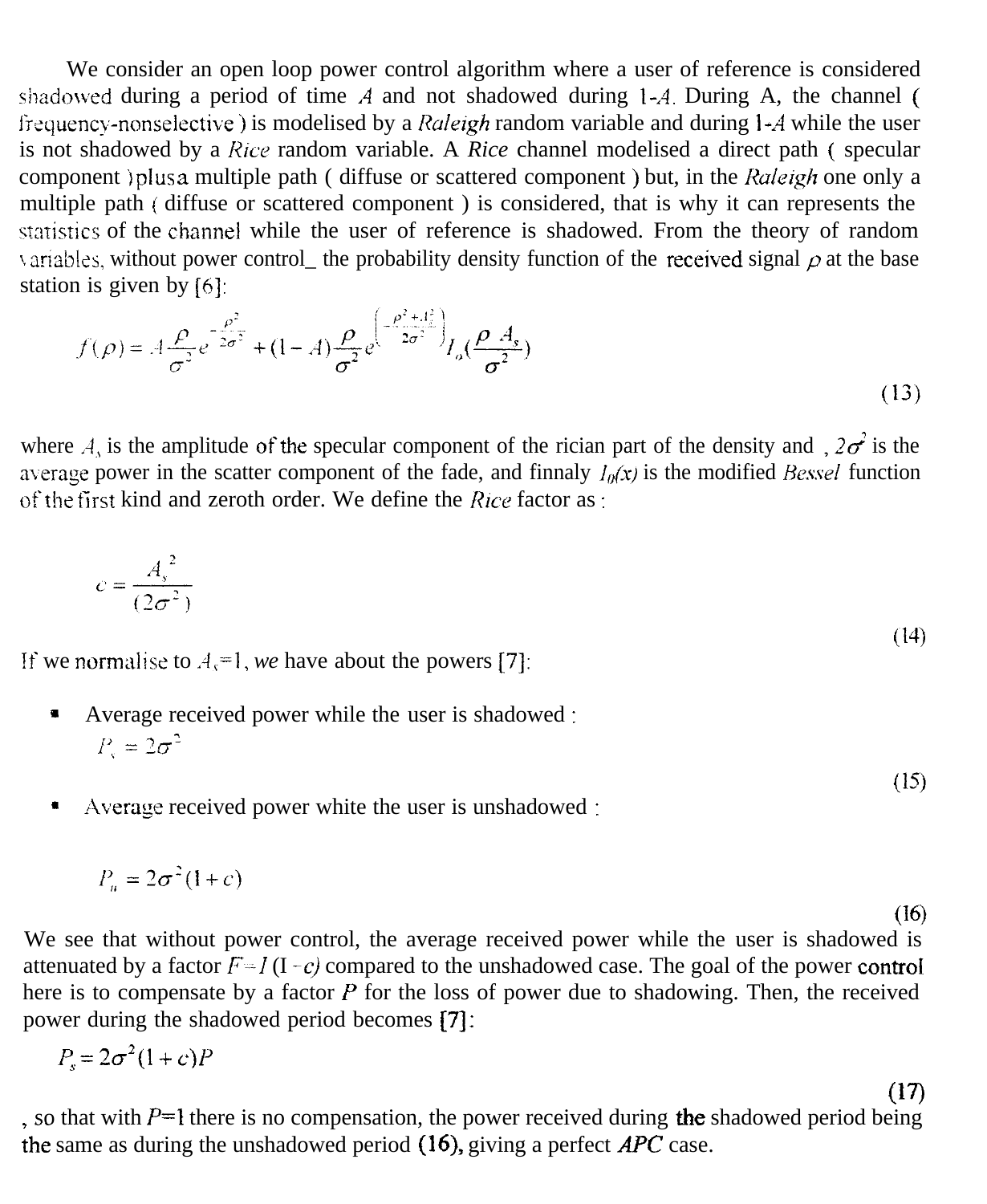We consider an open loop power control algorithm where a user of reference is considered shadowed during a period of time $A$ and not shadowed during $1$-$A$. During A, the channel ( frequency-nonselective ) is modelised by a *Raleigh* random variable and during $1$-$A$ while the user is not shadowed by a *Rice* random variable. A *Rice* channel modelised a direct path ( specular component ) plus a multiple path ( diffuse or scattered component ) but, in the *Raleigh* one only a multiple path ( diffuse or scattered component ) is considered, that is why it can represents the statistics of the channel while the user of reference is shadowed. From the theory of random variables, without power control_ the probability density function of the received signal $\rho$ at the base station is given by [6]:

$$f(\rho) = A\frac{\rho}{\sigma^2}e^{-\frac{\rho^2}{2\sigma^2}} + (1-A)\frac{\rho}{\sigma^2}e^{\left(-\frac{\rho^2+A_s^2}{2\sigma^2}\right)}I_o\left(\frac{\rho A_s}{\sigma^2}\right) \tag{13}$$

where $A_s$ is the amplitude of the specular component of the rician part of the density and , $2\sigma^2$ is the average power in the scatter component of the fade, and finnaly $I_0(x)$ is the modified *Bessel* function of the first kind and zeroth order. We define the *Rice* factor as :

$$c = \frac{A_s^{\ 2}}{(2\sigma^2)} \tag{14}$$

If we normalise to $A_s=1$, *we* have about the powers [7]:

- Average received power while the user is shadowed :

$$P_s = 2\sigma^2 \tag{15}$$

- Average received power white the user is unshadowed :

$$P_u = 2\sigma^2(1+c) \tag{16}$$

We see that without power control, the average received power while the user is shadowed is attenuated by a factor $F=1\,(1-c)$ compared to the unshadowed case. The goal of the power control here is to compensate by a factor $P$ for the loss of power due to shadowing. Then, the received power during the shadowed period becomes [7]:

$$P_s = 2\sigma^2(1+c)P \tag{17}$$

, so that with $P=1$ there is no compensation, the power received during the shadowed period being the same as during the unshadowed period (16), giving a perfect *APC* case.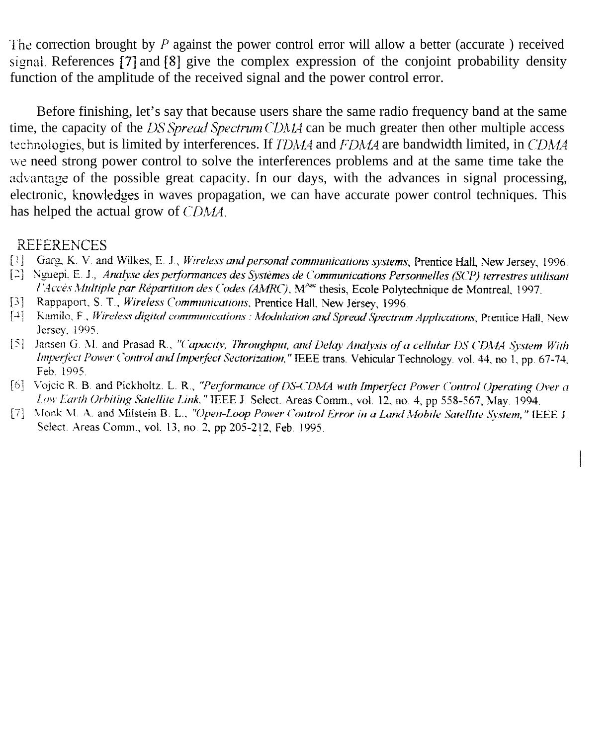The correction brought by $P$ against the power control error will allow a better (accurate ) received signal. References [7] and [8] give the complex expression of the conjoint probability density function of the amplitude of the received signal and the power control error.

Before finishing, let's say that because users share the same radio frequency band at the same time, the capacity of the *DS Spread Spectrum CDMA* can be much greater then other multiple access technologies, but is limited by interferences. If *TDMA* and *FDMA* are bandwidth limited, in *CDMA* we need strong power control to solve the interferences problems and at the same time take the advantage of the possible great capacity. In our days, with the advances in signal processing, electronic, knowledges in waves propagation, we can have accurate power control techniques. This has helped the actual grow of *CDMA*.

## REFERENCES

[1] Garg, K. V. and Wilkes, E. J., *Wireless and personal communications systems*, Prentice Hall, New Jersey, 1996.

[2] Nguepi, E. J., *Analyse des performances des Systèmes de Communications Personnelles (SCP) terrestres utilisant l'Accès Multiple par Répartition des Codes (AMRC)*, M^Asc^ thesis, Ecole Polytechnique de Montreal, 1997.

[3] Rappaport, S. T., *Wireless Communications*, Prentice Hall, New Jersey, 1996.

[4] Kamilo, F., *Wireless digital communications : Modulation and Spread Spectrum Applications*, Prentice Hall, New Jersey, 1995.

[5] Jansen G. M. and Prasad R., *"Capacity, Throughput, and Delay Analysis of a cellular DS CDMA System With Imperfect Power Control and Imperfect Sectorization,"* IEEE trans. Vehicular Technology. vol. 44, no 1, pp. 67-74, Feb. 1995.

[6] Vojcic R. B. and Pickholtz. L. R., *"Performance of DS-CDMA with Imperfect Power Control Operating Over a Low Earth Orbiting Satellite Link,"* IEEE J. Select. Areas Comm., vol. 12, no. 4, pp 558-567, May. 1994.

[7] Monk M. A. and Milstein B. L., *"Open-Loop Power Control Error in a Land Mobile Satellite System,"* IEEE J. Select. Areas Comm., vol. 13, no. 2, pp 205-212, Feb. 1995.